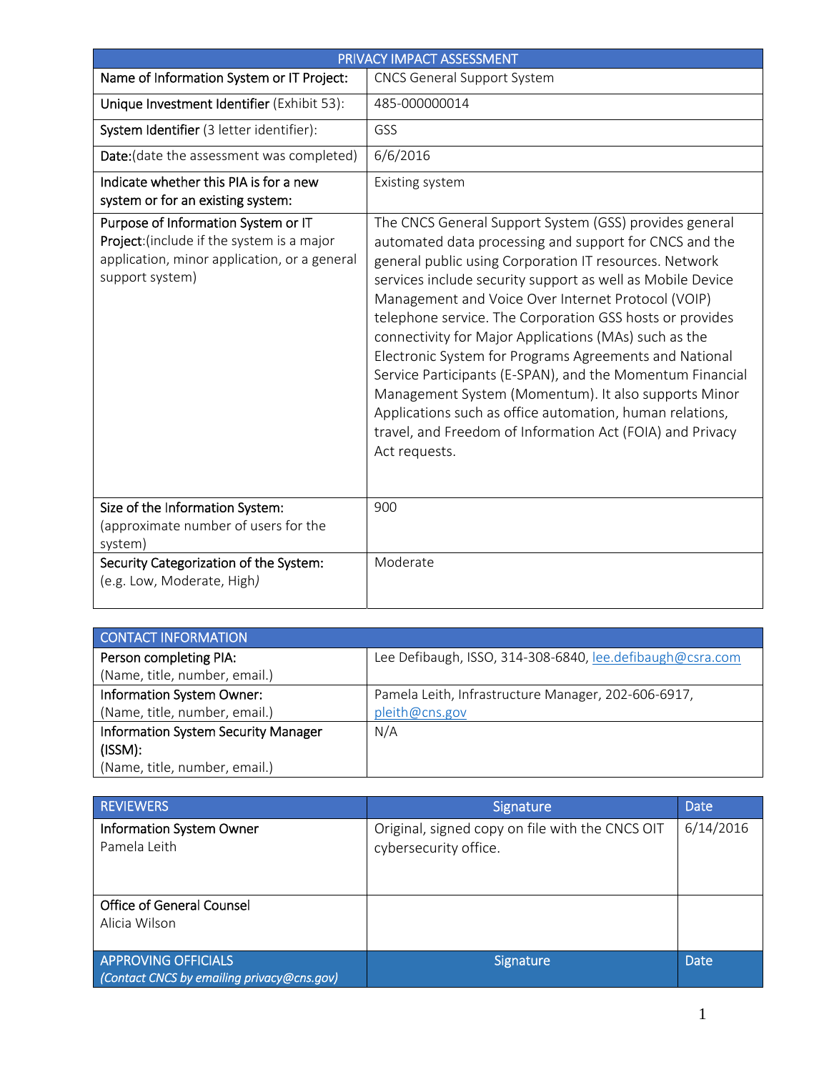| PRIVACY IMPACT ASSESSMENT | |
|---|---|
| **Name of Information System or IT Project:** | CNCS General Support System |
| **Unique Investment Identifier** (Exhibit 53): | 485-000000014 |
| **System Identifier** (3 letter identifier): | GSS |
| **Date:**(date the assessment was completed) | 6/6/2016 |
| **Indicate whether this PIA is for a new system or for an existing system:** | Existing system |
| **Purpose of Information System or IT Project:**(include if the system is a major application, minor application, or a general support system) | The CNCS General Support System (GSS) provides general automated data processing and support for CNCS and the general public using Corporation IT resources. Network services include security support as well as Mobile Device Management and Voice Over Internet Protocol (VOIP) telephone service. The Corporation GSS hosts or provides connectivity for Major Applications (MAs) such as the Electronic System for Programs Agreements and National Service Participants (E-SPAN), and the Momentum Financial Management System (Momentum). It also supports Minor Applications such as office automation, human relations, travel, and Freedom of Information Act (FOIA) and Privacy Act requests. |
| **Size of the Information System:** (approximate number of users for the system) | 900 |
| **Security Categorization of the System:** (e.g. Low, Moderate, High) | Moderate |

| CONTACT INFORMATION | |
|---|---|
| **Person completing PIA:** (Name, title, number, email.) | Lee Defibaugh, ISSO, 314-308-6840, lee.defibaugh@csra.com |
| **Information System Owner:** (Name, title, number, email.) | Pamela Leith, Infrastructure Manager, 202-606-6917, pleith@cns.gov |
| **Information System Security Manager (ISSM):** (Name, title, number, email.) | N/A |

| REVIEWERS | Signature | Date |
|---|---|---|
| **Information System Owner** Pamela Leith | Original, signed copy on file with the CNCS OIT cybersecurity office. | 6/14/2016 |
| **Office of General Counsel** Alicia Wilson | | |
| **APPROVING OFFICIALS** *(Contact CNCS by emailing privacy@cns.gov)* | **Signature** | **Date** |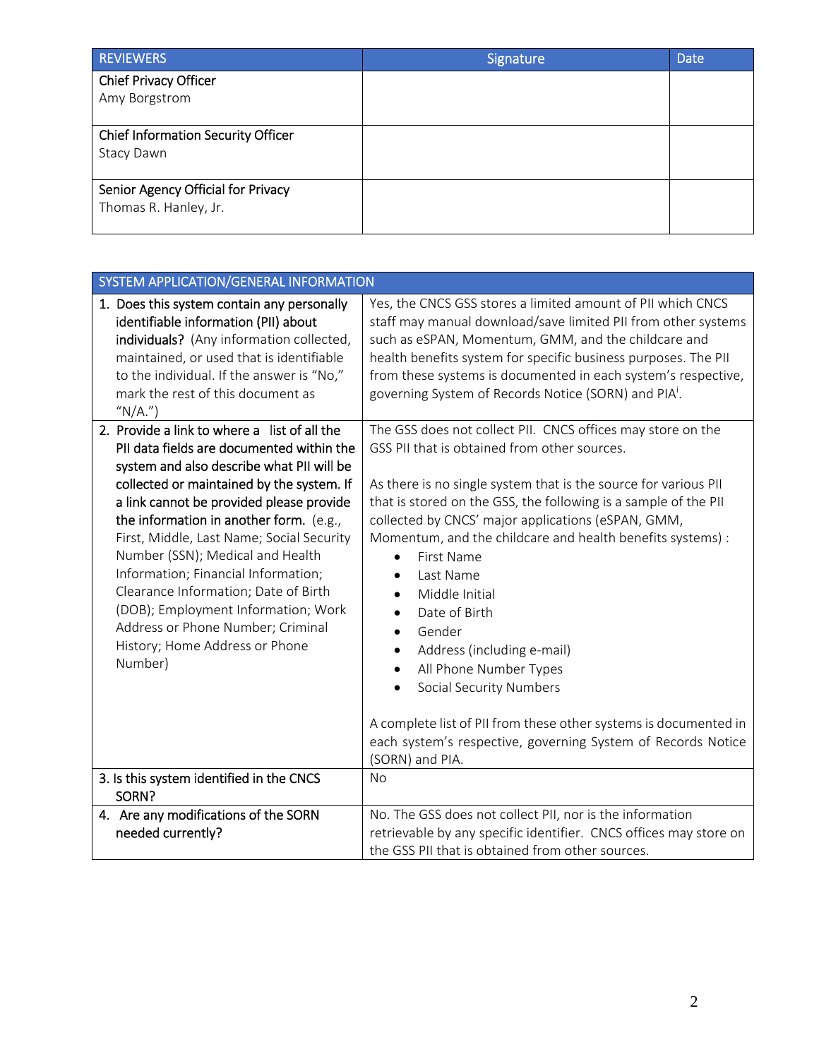| REVIEWERS | Signature | Date |
|---|---|---|
| **Chief Privacy Officer**<br>Amy Borgstrom | | |
| **Chief Information Security Officer**<br>Stacy Dawn | | |
| **Senior Agency Official for Privacy**<br>Thomas R. Hanley, Jr. | | |

| SYSTEM APPLICATION/GENERAL INFORMATION | |
|---|---|
| 1. **Does this system contain any personally identifiable information (PII) about individuals?** (Any information collected, maintained, or used that is identifiable to the individual. If the answer is "No," mark the rest of this document as "N/A.") | Yes, the CNCS GSS stores a limited amount of PII which CNCS staff may manual download/save limited PII from other systems such as eSPAN, Momentum, GMM, and the childcare and health benefits system for specific business purposes. The PII from these systems is documented in each system's respective, governing System of Records Notice (SORN) and PIA[i]. |
| 2. **Provide a link to where a list of all the PII data fields are documented within the system and also describe what PII will be collected or maintained by the system. If a link cannot be provided please provide the information in another form.** (e.g., First, Middle, Last Name; Social Security Number (SSN); Medical and Health Information; Financial Information; Clearance Information; Date of Birth (DOB); Employment Information; Work Address or Phone Number; Criminal History; Home Address or Phone Number) | The GSS does not collect PII. CNCS offices may store on the GSS PII that is obtained from other sources.<br><br>As there is no single system that is the source for various PII that is stored on the GSS, the following is a sample of the PII collected by CNCS' major applications (eSPAN, GMM, Momentum, and the childcare and health benefits systems) :<br>• First Name<br>• Last Name<br>• Middle Initial<br>• Date of Birth<br>• Gender<br>• Address (including e-mail)<br>• All Phone Number Types<br>• Social Security Numbers<br><br>A complete list of PII from these other systems is documented in each system's respective, governing System of Records Notice (SORN) and PIA. |
| 3. **Is this system identified in the CNCS SORN?** | No |
| 4. **Are any modifications of the SORN needed currently?** | No. The GSS does not collect PII, nor is the information retrievable by any specific identifier. CNCS offices may store on the GSS PII that is obtained from other sources. |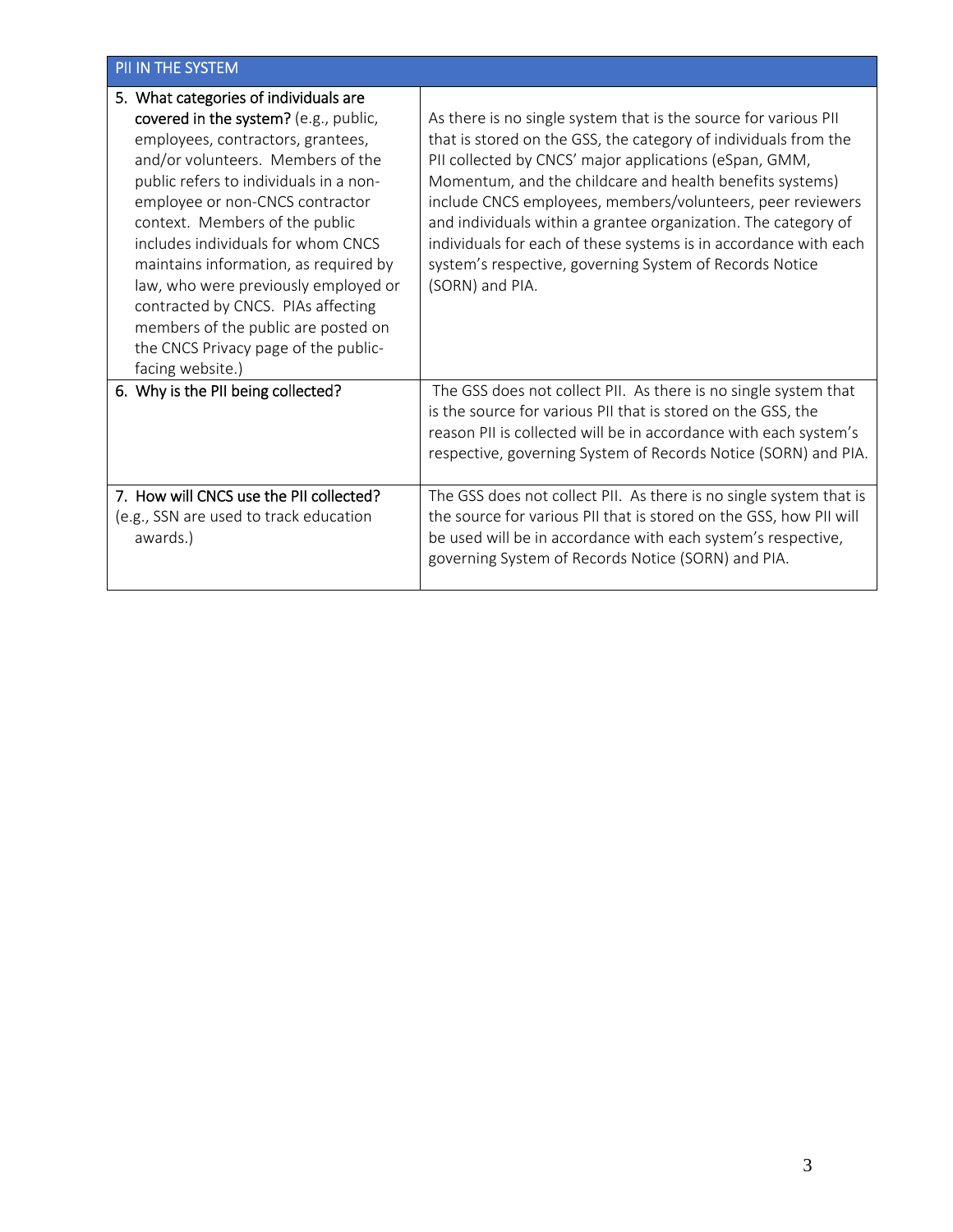| PII IN THE SYSTEM | |
|---|---|
| 5. **What categories of individuals are covered in the system?** (e.g., public, employees, contractors, grantees, and/or volunteers. Members of the public refers to individuals in a non-employee or non-CNCS contractor context. Members of the public includes individuals for whom CNCS maintains information, as required by law, who were previously employed or contracted by CNCS. PIAs affecting members of the public are posted on the CNCS Privacy page of the public-facing website.) | As there is no single system that is the source for various PII that is stored on the GSS, the category of individuals from the PII collected by CNCS' major applications (eSpan, GMM, Momentum, and the childcare and health benefits systems) include CNCS employees, members/volunteers, peer reviewers and individuals within a grantee organization. The category of individuals for each of these systems is in accordance with each system's respective, governing System of Records Notice (SORN) and PIA. |
| 6. **Why is the PII being collected?** | The GSS does not collect PII. As there is no single system that is the source for various PII that is stored on the GSS, the reason PII is collected will be in accordance with each system's respective, governing System of Records Notice (SORN) and PIA. |
| 7. **How will CNCS use the PII collected?** (e.g., SSN are used to track education awards.) | The GSS does not collect PII. As there is no single system that is the source for various PII that is stored on the GSS, how PII will be used will be in accordance with each system's respective, governing System of Records Notice (SORN) and PIA. |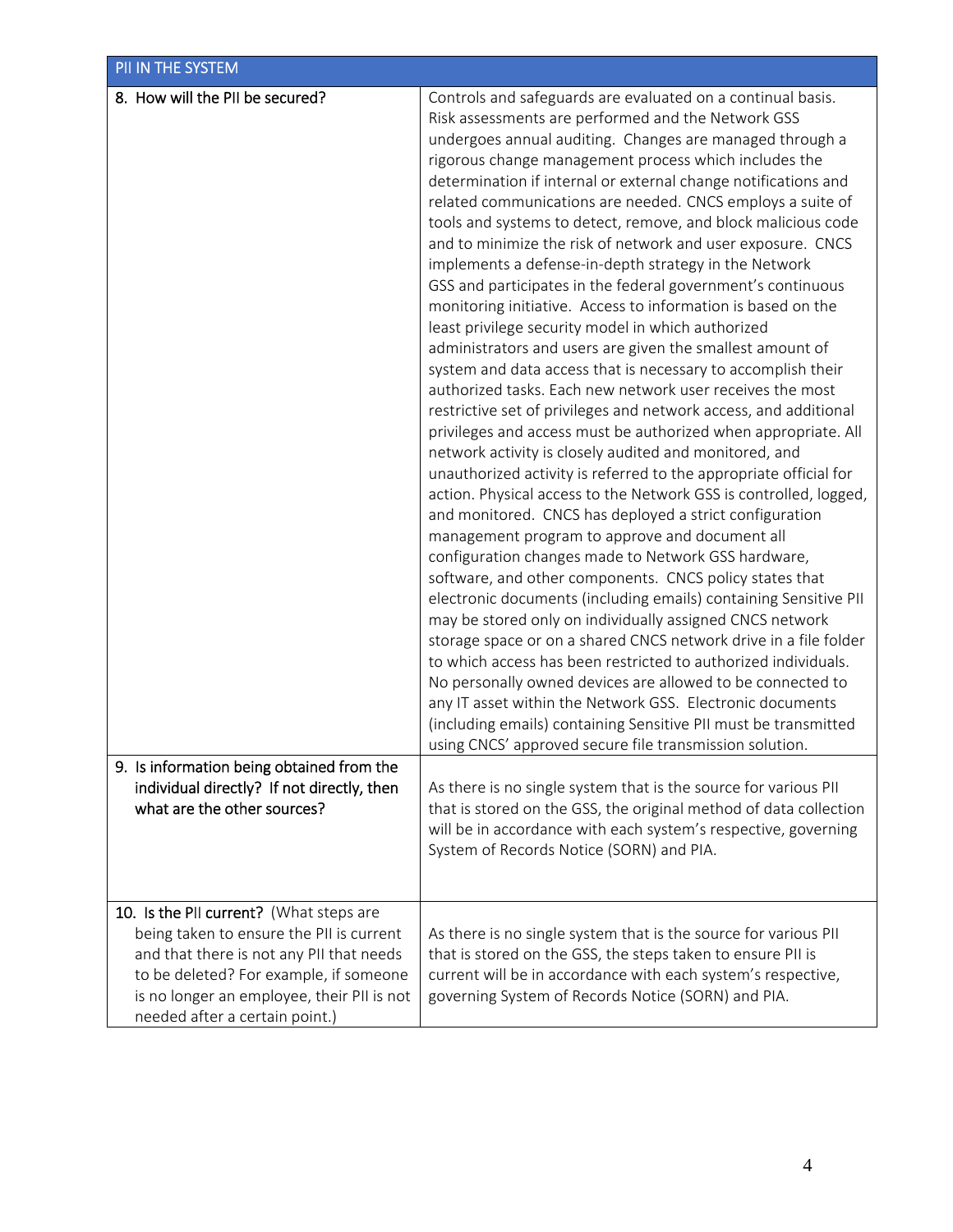| PII IN THE SYSTEM | |
|---|---|
| 8. How will the PII be secured? | Controls and safeguards are evaluated on a continual basis. Risk assessments are performed and the Network GSS undergoes annual auditing. Changes are managed through a rigorous change management process which includes the determination if internal or external change notifications and related communications are needed. CNCS employs a suite of tools and systems to detect, remove, and block malicious code and to minimize the risk of network and user exposure. CNCS implements a defense-in-depth strategy in the Network GSS and participates in the federal government's continuous monitoring initiative. Access to information is based on the least privilege security model in which authorized administrators and users are given the smallest amount of system and data access that is necessary to accomplish their authorized tasks. Each new network user receives the most restrictive set of privileges and network access, and additional privileges and access must be authorized when appropriate. All network activity is closely audited and monitored, and unauthorized activity is referred to the appropriate official for action. Physical access to the Network GSS is controlled, logged, and monitored. CNCS has deployed a strict configuration management program to approve and document all configuration changes made to Network GSS hardware, software, and other components. CNCS policy states that electronic documents (including emails) containing Sensitive PII may be stored only on individually assigned CNCS network storage space or on a shared CNCS network drive in a file folder to which access has been restricted to authorized individuals. No personally owned devices are allowed to be connected to any IT asset within the Network GSS. Electronic documents (including emails) containing Sensitive PII must be transmitted using CNCS' approved secure file transmission solution. |
| 9. Is information being obtained from the individual directly? If not directly, then what are the other sources? | As there is no single system that is the source for various PII that is stored on the GSS, the original method of data collection will be in accordance with each system's respective, governing System of Records Notice (SORN) and PIA. |
| 10. Is the PII current? (What steps are being taken to ensure the PII is current and that there is not any PII that needs to be deleted? For example, if someone is no longer an employee, their PII is not needed after a certain point.) | As there is no single system that is the source for various PII that is stored on the GSS, the steps taken to ensure PII is current will be in accordance with each system's respective, governing System of Records Notice (SORN) and PIA. |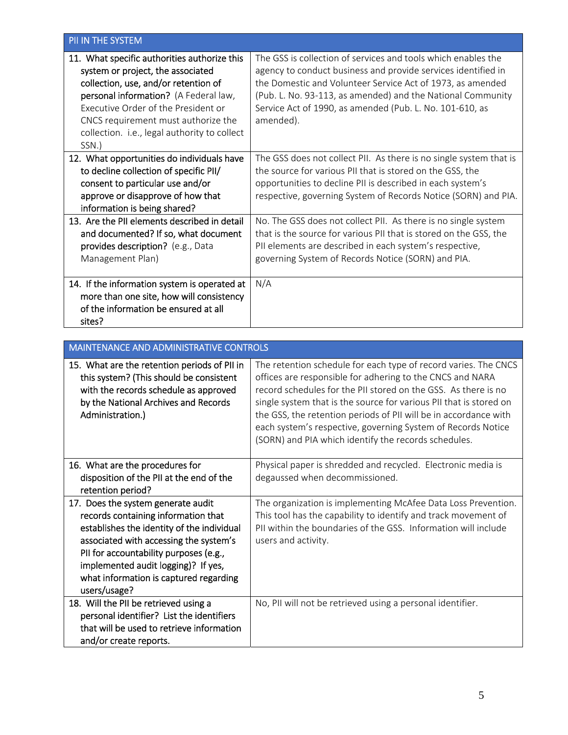| PII IN THE SYSTEM | |
|---|---|
| 11. What specific authorities authorize this system or project, the associated collection, use, and/or retention of personal information? (A Federal law, Executive Order of the President or CNCS requirement must authorize the collection. i.e., legal authority to collect SSN.) | The GSS is collection of services and tools which enables the agency to conduct business and provide services identified in the Domestic and Volunteer Service Act of 1973, as amended (Pub. L. No. 93-113, as amended) and the National Community Service Act of 1990, as amended (Pub. L. No. 101-610, as amended). |
| 12. What opportunities do individuals have to decline collection of specific PII/ consent to particular use and/or approve or disapprove of how that information is being shared? | The GSS does not collect PII. As there is no single system that is the source for various PII that is stored on the GSS, the opportunities to decline PII is described in each system's respective, governing System of Records Notice (SORN) and PIA. |
| 13. Are the PII elements described in detail and documented? If so, what document provides description? (e.g., Data Management Plan) | No. The GSS does not collect PII. As there is no single system that is the source for various PII that is stored on the GSS, the PII elements are described in each system's respective, governing System of Records Notice (SORN) and PIA. |
| 14. If the information system is operated at more than one site, how will consistency of the information be ensured at all sites? | N/A |

| MAINTENANCE AND ADMINISTRATIVE CONTROLS | |
|---|---|
| 15. What are the retention periods of PII in this system? (This should be consistent with the records schedule as approved by the National Archives and Records Administration.) | The retention schedule for each type of record varies. The CNCS offices are responsible for adhering to the CNCS and NARA record schedules for the PII stored on the GSS. As there is no single system that is the source for various PII that is stored on the GSS, the retention periods of PII will be in accordance with each system's respective, governing System of Records Notice (SORN) and PIA which identify the records schedules. |
| 16. What are the procedures for disposition of the PII at the end of the retention period? | Physical paper is shredded and recycled. Electronic media is degaussed when decommissioned. |
| 17. Does the system generate audit records containing information that establishes the identity of the individual associated with accessing the system's PII for accountability purposes (e.g., implemented audit logging)? If yes, what information is captured regarding users/usage? | The organization is implementing McAfee Data Loss Prevention. This tool has the capability to identify and track movement of PII within the boundaries of the GSS. Information will include users and activity. |
| 18. Will the PII be retrieved using a personal identifier? List the identifiers that will be used to retrieve information and/or create reports. | No, PII will not be retrieved using a personal identifier. |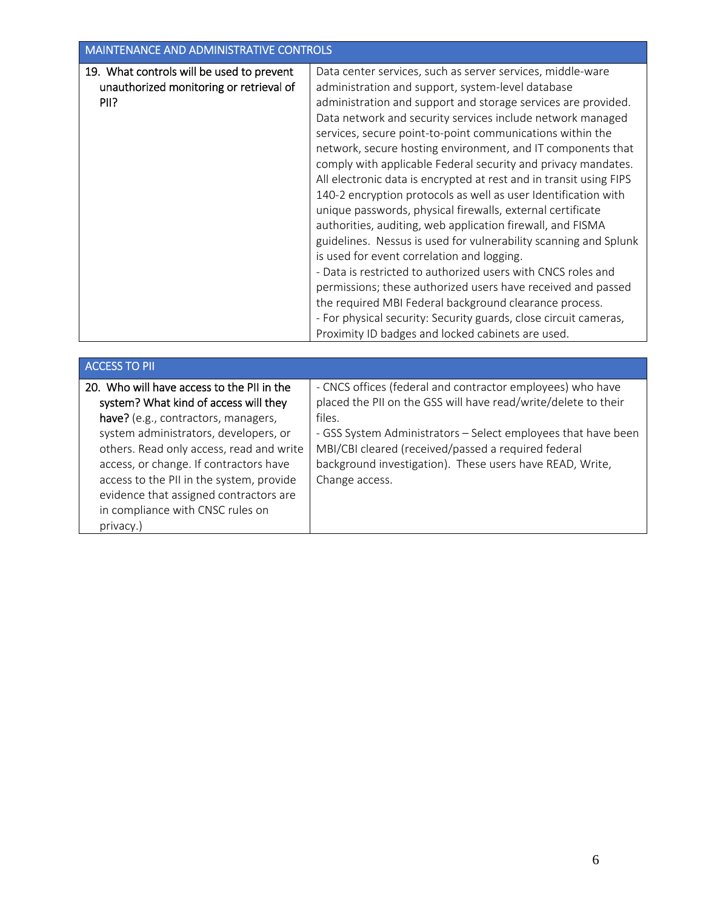| MAINTENANCE AND ADMINISTRATIVE CONTROLS | |
|---|---|
| **19. What controls will be used to prevent unauthorized monitoring or retrieval of PII?** | Data center services, such as server services, middle-ware administration and support, system-level database administration and support and storage services are provided. Data network and security services include network managed services, secure point-to-point communications within the network, secure hosting environment, and IT components that comply with applicable Federal security and privacy mandates. All electronic data is encrypted at rest and in transit using FIPS 140-2 encryption protocols as well as user Identification with unique passwords, physical firewalls, external certificate authorities, auditing, web application firewall, and FISMA guidelines. Nessus is used for vulnerability scanning and Splunk is used for event correlation and logging.<br>- Data is restricted to authorized users with CNCS roles and permissions; these authorized users have received and passed the required MBI Federal background clearance process.<br>- For physical security: Security guards, close circuit cameras, Proximity ID badges and locked cabinets are used. |

| ACCESS TO PII | |
|---|---|
| **20. Who will have access to the PII in the system? What kind of access will they have?** (e.g., contractors, managers, system administrators, developers, or others. Read only access, read and write access, or change. If contractors have access to the PII in the system, provide evidence that assigned contractors are in compliance with CNSC rules on privacy.) | - CNCS offices (federal and contractor employees) who have placed the PII on the GSS will have read/write/delete to their files.<br>- GSS System Administrators – Select employees that have been MBI/CBI cleared (received/passed a required federal background investigation). These users have READ, Write, Change access. |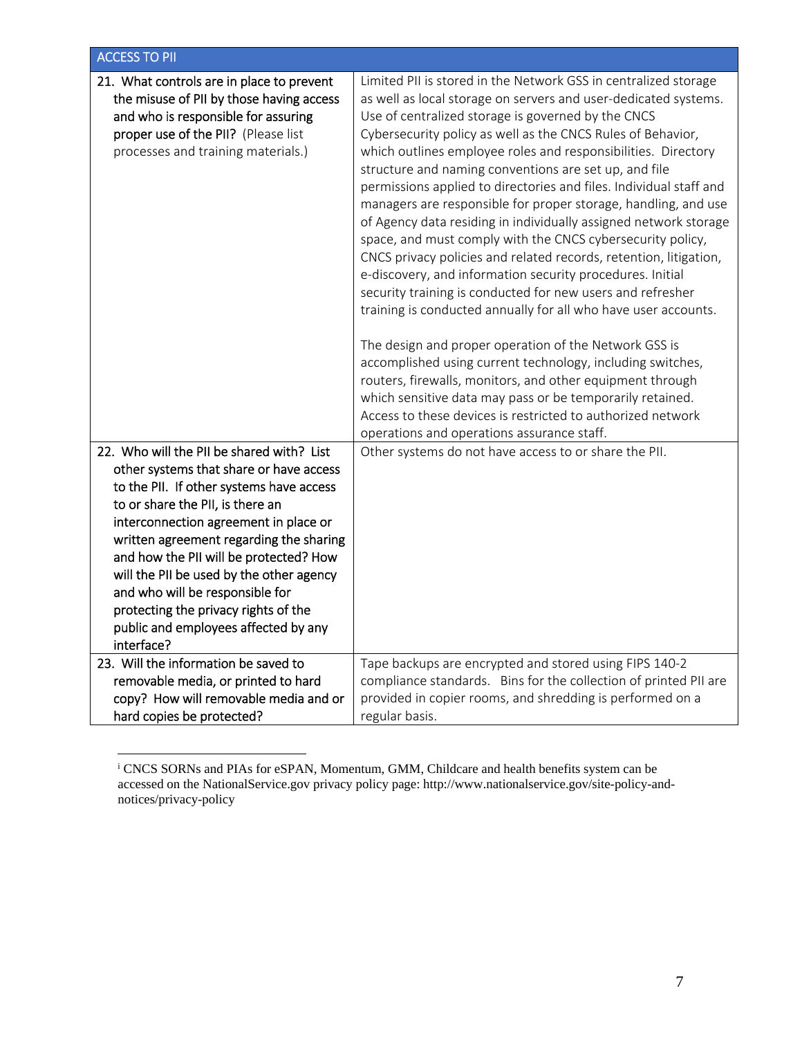| ACCESS TO PII | |
|---|---|
| 21. What controls are in place to prevent the misuse of PII by those having access and who is responsible for assuring proper use of the PII? (Please list processes and training materials.) | Limited PII is stored in the Network GSS in centralized storage as well as local storage on servers and user-dedicated systems. Use of centralized storage is governed by the CNCS Cybersecurity policy as well as the CNCS Rules of Behavior, which outlines employee roles and responsibilities. Directory structure and naming conventions are set up, and file permissions applied to directories and files. Individual staff and managers are responsible for proper storage, handling, and use of Agency data residing in individually assigned network storage space, and must comply with the CNCS cybersecurity policy, CNCS privacy policies and related records, retention, litigation, e-discovery, and information security procedures. Initial security training is conducted for new users and refresher training is conducted annually for all who have user accounts.<br><br>The design and proper operation of the Network GSS is accomplished using current technology, including switches, routers, firewalls, monitors, and other equipment through which sensitive data may pass or be temporarily retained. Access to these devices is restricted to authorized network operations and operations assurance staff. |
| 22. Who will the PII be shared with? List other systems that share or have access to the PII. If other systems have access to or share the PII, is there an interconnection agreement in place or written agreement regarding the sharing and how the PII will be protected? How will the PII be used by the other agency and who will be responsible for protecting the privacy rights of the public and employees affected by any interface? | Other systems do not have access to or share the PII. |
| 23. Will the information be saved to removable media, or printed to hard copy? How will removable media and or hard copies be protected? | Tape backups are encrypted and stored using FIPS 140-2 compliance standards. Bins for the collection of printed PII are provided in copier rooms, and shredding is performed on a regular basis. |

[i] CNCS SORNs and PIAs for eSPAN, Momentum, GMM, Childcare and health benefits system can be accessed on the NationalService.gov privacy policy page: http://www.nationalservice.gov/site-policy-and-notices/privacy-policy